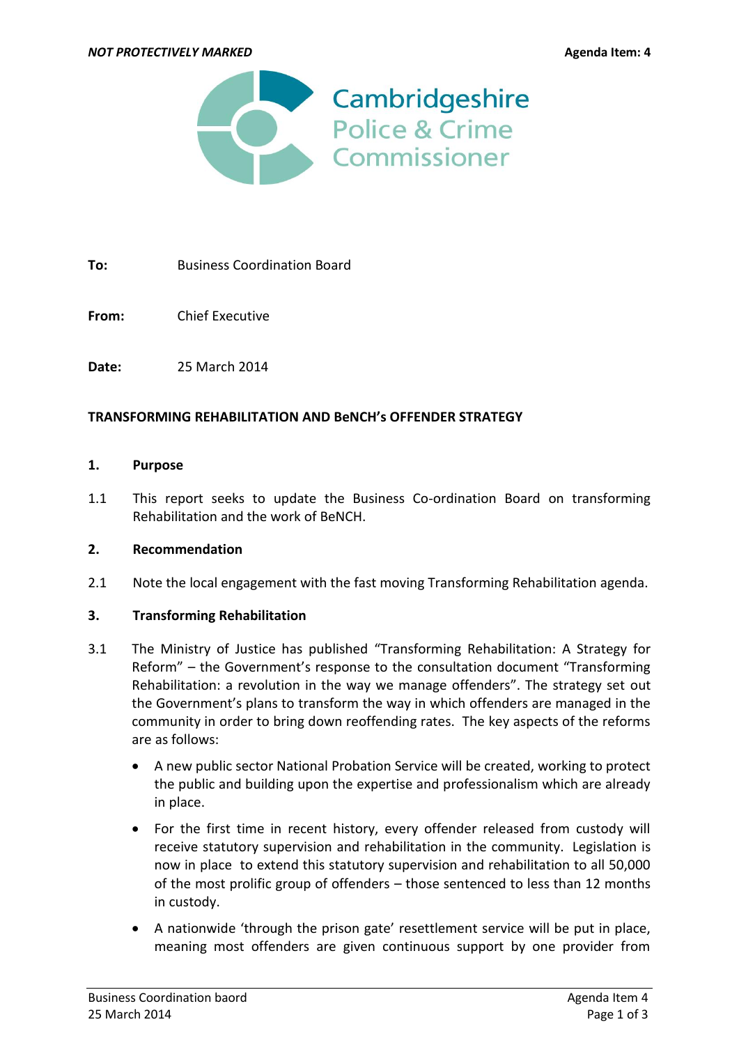*NOT PROTECTIVELY MARKED* **Agenda Item: 4**

Cambridgeshire
Police & Crime
Commissioner

**To:** Business Coordination Board

**From:** Chief Executive

**Date:** 25 March 2014

**TRANSFORMING REHABILITATION AND BeNCH's OFFENDER STRATEGY**

**1. Purpose**

1.1 This report seeks to update the Business Co-ordination Board on transforming Rehabilitation and the work of BeNCH.

**2. Recommendation**

2.1 Note the local engagement with the fast moving Transforming Rehabilitation agenda.

**3. Transforming Rehabilitation**

3.1 The Ministry of Justice has published "Transforming Rehabilitation: A Strategy for Reform" – the Government's response to the consultation document "Transforming Rehabilitation: a revolution in the way we manage offenders". The strategy set out the Government's plans to transform the way in which offenders are managed in the community in order to bring down reoffending rates. The key aspects of the reforms are as follows:

- A new public sector National Probation Service will be created, working to protect the public and building upon the expertise and professionalism which are already in place.
- For the first time in recent history, every offender released from custody will receive statutory supervision and rehabilitation in the community. Legislation is now in place to extend this statutory supervision and rehabilitation to all 50,000 of the most prolific group of offenders – those sentenced to less than 12 months in custody.
- A nationwide 'through the prison gate' resettlement service will be put in place, meaning most offenders are given continuous support by one provider from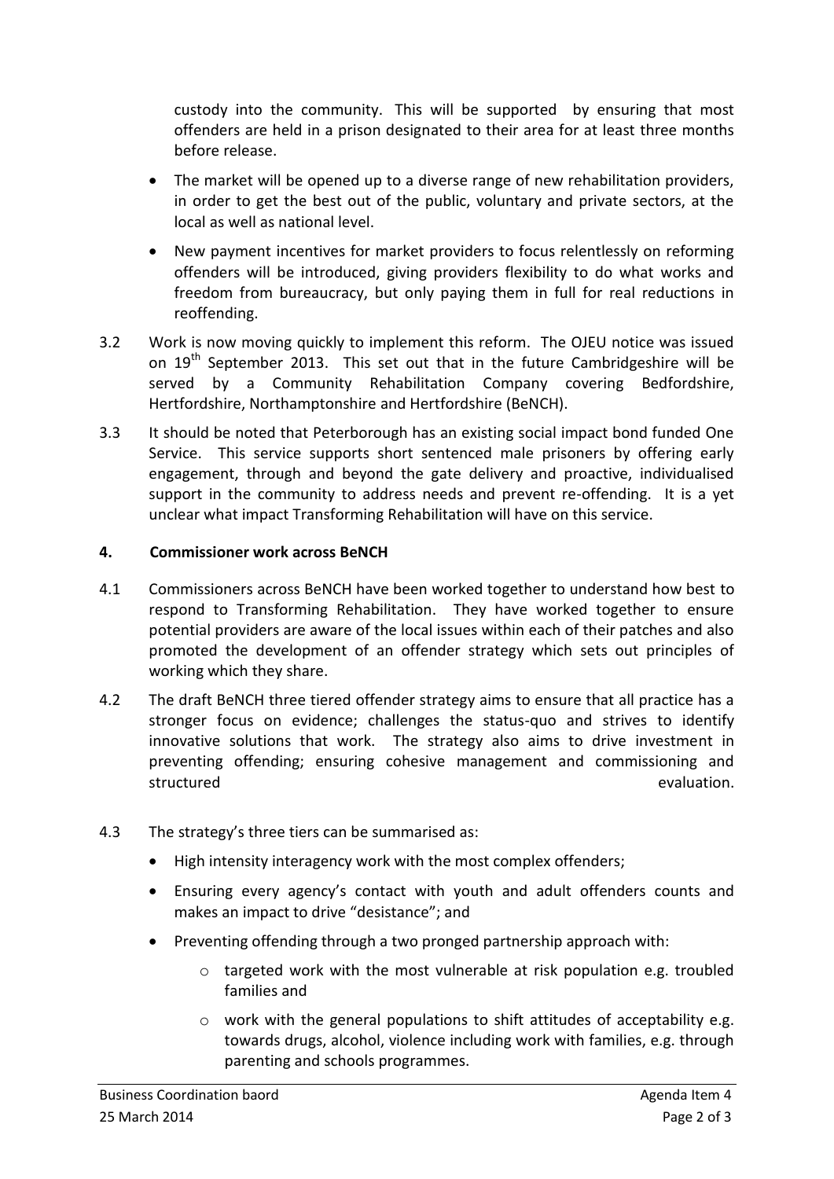custody into the community. This will be supported by ensuring that most offenders are held in a prison designated to their area for at least three months before release.

- The market will be opened up to a diverse range of new rehabilitation providers, in order to get the best out of the public, voluntary and private sectors, at the local as well as national level.
- New payment incentives for market providers to focus relentlessly on reforming offenders will be introduced, giving providers flexibility to do what works and freedom from bureaucracy, but only paying them in full for real reductions in reoffending.

3.2 Work is now moving quickly to implement this reform. The OJEU notice was issued on 19th September 2013. This set out that in the future Cambridgeshire will be served by a Community Rehabilitation Company covering Bedfordshire, Hertfordshire, Northamptonshire and Hertfordshire (BeNCH).

3.3 It should be noted that Peterborough has an existing social impact bond funded One Service. This service supports short sentenced male prisoners by offering early engagement, through and beyond the gate delivery and proactive, individualised support in the community to address needs and prevent re-offending. It is a yet unclear what impact Transforming Rehabilitation will have on this service.

## 4. Commissioner work across BeNCH

4.1 Commissioners across BeNCH have been worked together to understand how best to respond to Transforming Rehabilitation. They have worked together to ensure potential providers are aware of the local issues within each of their patches and also promoted the development of an offender strategy which sets out principles of working which they share.

4.2 The draft BeNCH three tiered offender strategy aims to ensure that all practice has a stronger focus on evidence; challenges the status-quo and strives to identify innovative solutions that work. The strategy also aims to drive investment in preventing offending; ensuring cohesive management and commissioning and structured evaluation.

4.3 The strategy's three tiers can be summarised as:

- High intensity interagency work with the most complex offenders;
- Ensuring every agency's contact with youth and adult offenders counts and makes an impact to drive "desistance"; and
- Preventing offending through a two pronged partnership approach with:
  - targeted work with the most vulnerable at risk population e.g. troubled families and
  - work with the general populations to shift attitudes of acceptability e.g. towards drugs, alcohol, violence including work with families, e.g. through parenting and schools programmes.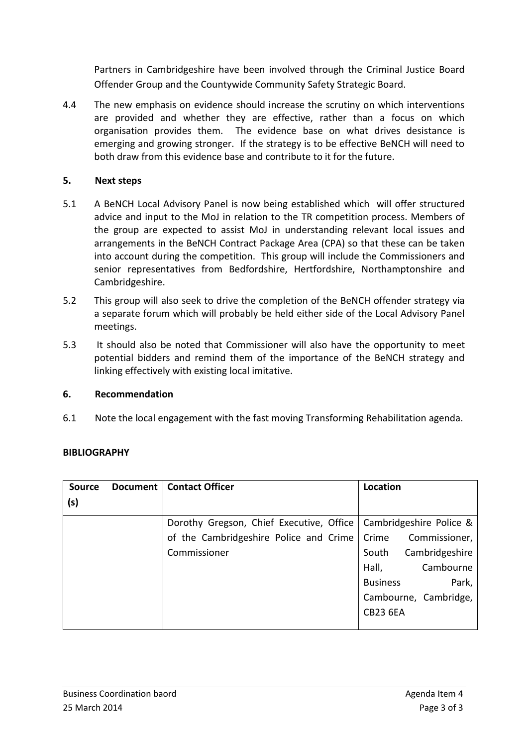Partners in Cambridgeshire have been involved through the Criminal Justice Board Offender Group and the Countywide Community Safety Strategic Board.

4.4 The new emphasis on evidence should increase the scrutiny on which interventions are provided and whether they are effective, rather than a focus on which organisation provides them. The evidence base on what drives desistance is emerging and growing stronger. If the strategy is to be effective BeNCH will need to both draw from this evidence base and contribute to it for the future.

## 5. Next steps

5.1 A BeNCH Local Advisory Panel is now being established which will offer structured advice and input to the MoJ in relation to the TR competition process. Members of the group are expected to assist MoJ in understanding relevant local issues and arrangements in the BeNCH Contract Package Area (CPA) so that these can be taken into account during the competition. This group will include the Commissioners and senior representatives from Bedfordshire, Hertfordshire, Northamptonshire and Cambridgeshire.

5.2 This group will also seek to drive the completion of the BeNCH offender strategy via a separate forum which will probably be held either side of the Local Advisory Panel meetings.

5.3 It should also be noted that Commissioner will also have the opportunity to meet potential bidders and remind them of the importance of the BeNCH strategy and linking effectively with existing local imitative.

## 6. Recommendation

6.1 Note the local engagement with the fast moving Transforming Rehabilitation agenda.

**BIBLIOGRAPHY**

| Source Document (s) | Contact Officer | Location |
| --- | --- | --- |
| | Dorothy Gregson, Chief Executive, Office of the Cambridgeshire Police and Crime Commissioner | Cambridgeshire Police & Crime Commissioner, South Cambridgeshire Hall, Cambourne Business Park, Cambourne, Cambridge, CB23 6EA |